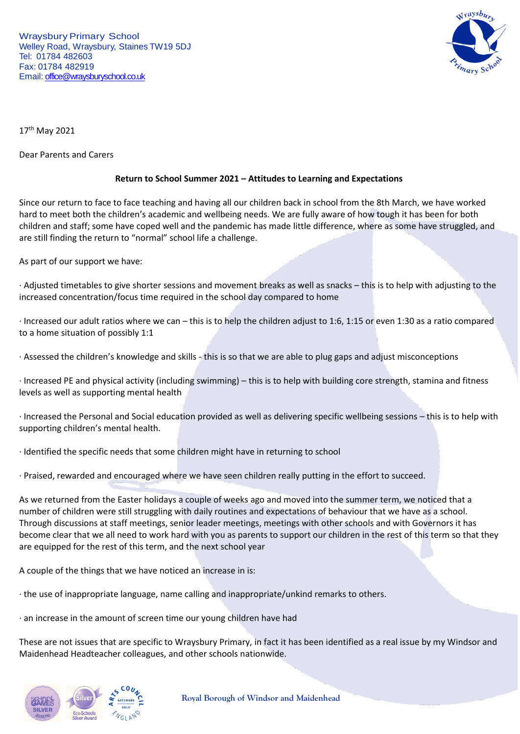Wraysbury Primary School
Welley Road, Wraysbury, Staines TW19 5DJ
Tel: 01784 482603
Fax: 01784 482919
Email: office@wraysburyschool.co.uk

17th May 2021

Dear Parents and Carers

**Return to School Summer 2021 – Attitudes to Learning and Expectations**

Since our return to face to face teaching and having all our children back in school from the 8th March, we have worked hard to meet both the children's academic and wellbeing needs. We are fully aware of how tough it has been for both children and staff; some have coped well and the pandemic has made little difference, where as some have struggled, and are still finding the return to "normal" school life a challenge.

As part of our support we have:

· Adjusted timetables to give shorter sessions and movement breaks as well as snacks – this is to help with adjusting to the increased concentration/focus time required in the school day compared to home

· Increased our adult ratios where we can – this is to help the children adjust to 1:6, 1:15 or even 1:30 as a ratio compared to a home situation of possibly 1:1

· Assessed the children's knowledge and skills - this is so that we are able to plug gaps and adjust misconceptions

· Increased PE and physical activity (including swimming) – this is to help with building core strength, stamina and fitness levels as well as supporting mental health

· Increased the Personal and Social education provided as well as delivering specific wellbeing sessions – this is to help with supporting children's mental health.

· Identified the specific needs that some children might have in returning to school

· Praised, rewarded and encouraged where we have seen children really putting in the effort to succeed.

As we returned from the Easter holidays a couple of weeks ago and moved into the summer term, we noticed that a number of children were still struggling with daily routines and expectations of behaviour that we have as a school. Through discussions at staff meetings, senior leader meetings, meetings with other schools and with Governors it has become clear that we all need to work hard with you as parents to support our children in the rest of this term so that they are equipped for the rest of this term, and the next school year

A couple of the things that we have noticed an increase in is:

· the use of inappropriate language, name calling and inappropriate/unkind remarks to others.

· an increase in the amount of screen time our young children have had

These are not issues that are specific to Wraysbury Primary, in fact it has been identified as a real issue by my Windsor and Maidenhead Headteacher colleagues, and other schools nationwide.

Royal Borough of Windsor and Maidenhead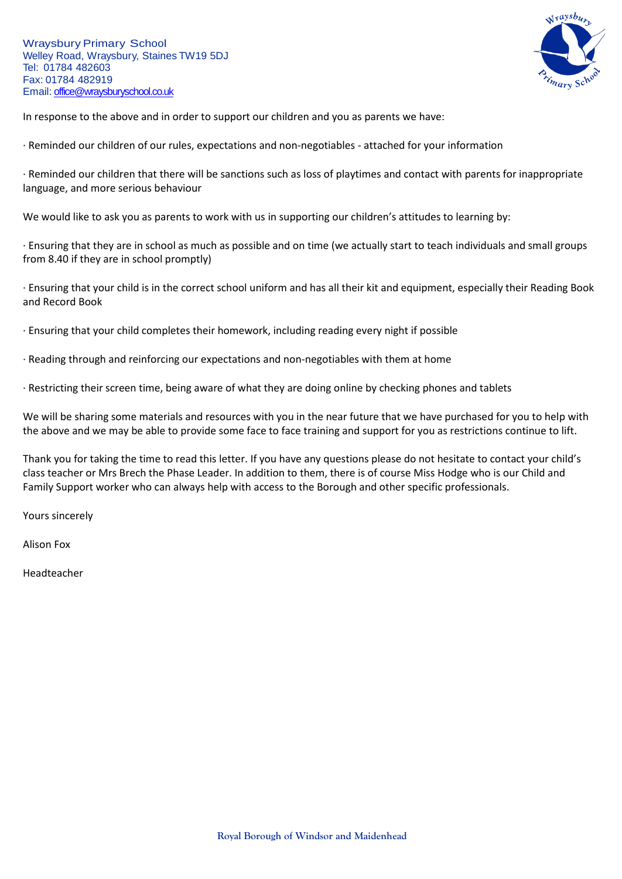Wraysbury Primary School
Welley Road, Wraysbury, Staines TW19 5DJ
Tel: 01784 482603
Fax: 01784 482919
Email: office@wraysburyschool.co.uk

In response to the above and in order to support our children and you as parents we have:

· Reminded our children of our rules, expectations and non-negotiables - attached for your information

· Reminded our children that there will be sanctions such as loss of playtimes and contact with parents for inappropriate language, and more serious behaviour

We would like to ask you as parents to work with us in supporting our children's attitudes to learning by:

· Ensuring that they are in school as much as possible and on time (we actually start to teach individuals and small groups from 8.40 if they are in school promptly)

· Ensuring that your child is in the correct school uniform and has all their kit and equipment, especially their Reading Book and Record Book

· Ensuring that your child completes their homework, including reading every night if possible

· Reading through and reinforcing our expectations and non-negotiables with them at home

· Restricting their screen time, being aware of what they are doing online by checking phones and tablets

We will be sharing some materials and resources with you in the near future that we have purchased for you to help with the above and we may be able to provide some face to face training and support for you as restrictions continue to lift.

Thank you for taking the time to read this letter. If you have any questions please do not hesitate to contact your child's class teacher or Mrs Brech the Phase Leader. In addition to them, there is of course Miss Hodge who is our Child and Family Support worker who can always help with access to the Borough and other specific professionals.

Yours sincerely

Alison Fox

Headteacher

Royal Borough of Windsor and Maidenhead